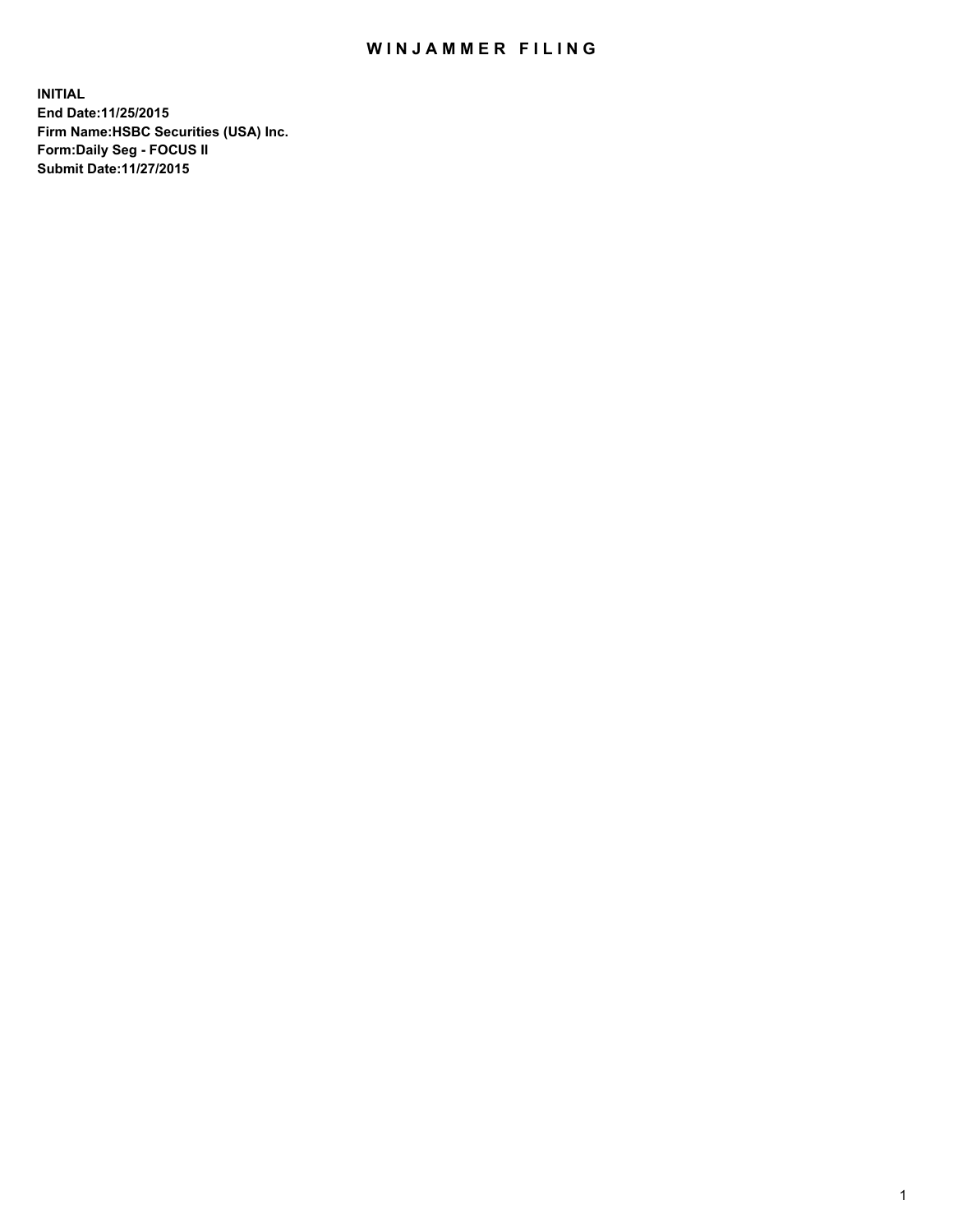# WINJAMMER FILING

**INITIAL**
**End Date:11/25/2015**
**Firm Name:HSBC Securities (USA) Inc.**
**Form:Daily Seg - FOCUS II**
**Submit Date:11/27/2015**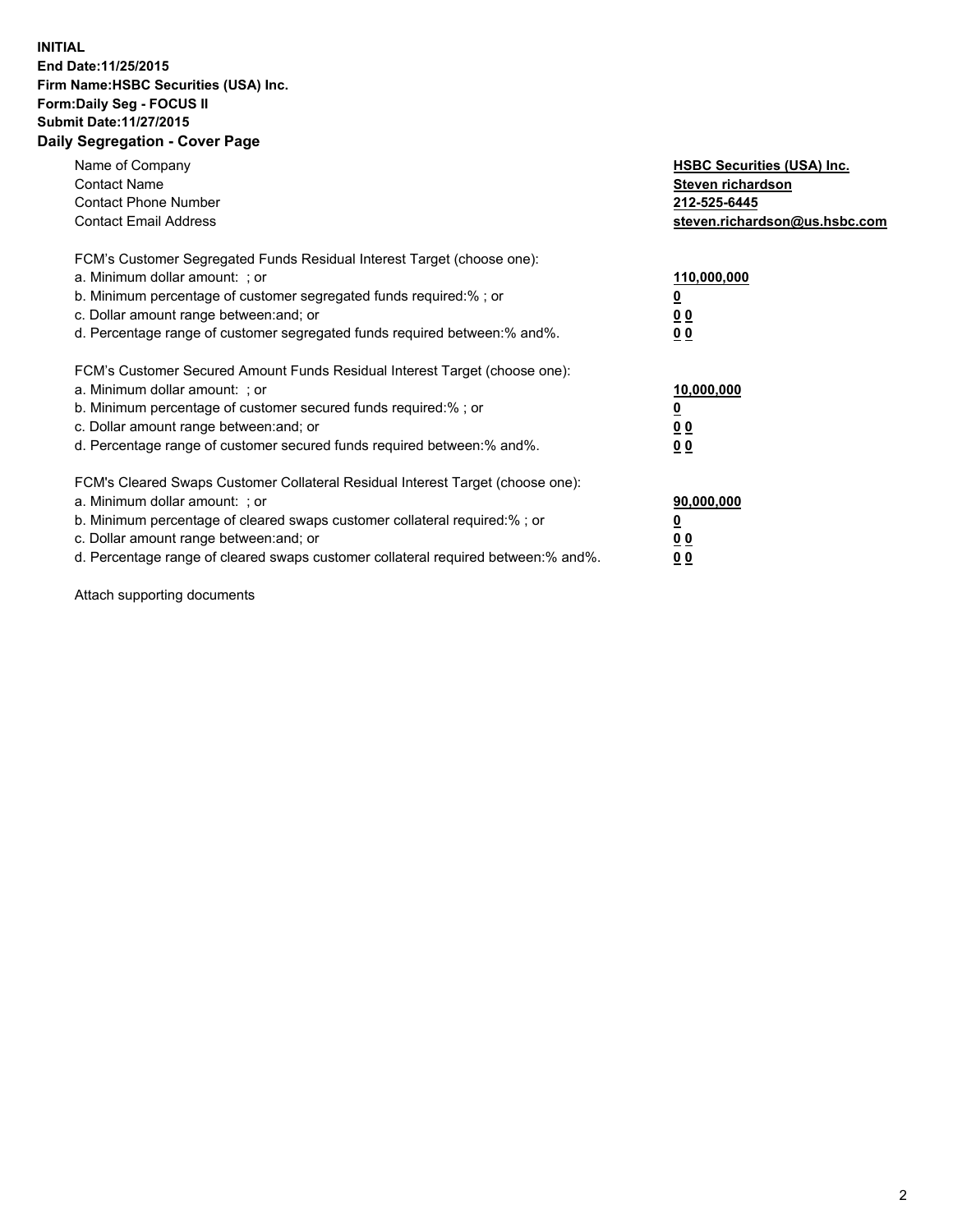**INITIAL**
**End Date:11/25/2015**
**Firm Name:HSBC Securities (USA) Inc.**
**Form:Daily Seg - FOCUS II**
**Submit Date:11/27/2015**

## Daily Segregation - Cover Page

| | |
|---|---|
| Name of Company | **HSBC Securities (USA) Inc.** |
| Contact Name | **Steven richardson** |
| Contact Phone Number | **212-525-6445** |
| Contact Email Address | **steven.richardson@us.hsbc.com** |

FCM's Customer Segregated Funds Residual Interest Target (choose one):

| | |
|---|---|
| a. Minimum dollar amount: ; or | **110,000,000** |
| b. Minimum percentage of customer segregated funds required:% ; or | **0** |
| c. Dollar amount range between:and; or | **0 0** |
| d. Percentage range of customer segregated funds required between:% and%. | **0 0** |

FCM's Customer Secured Amount Funds Residual Interest Target (choose one):

| | |
|---|---|
| a. Minimum dollar amount: ; or | **10,000,000** |
| b. Minimum percentage of customer secured funds required:% ; or | **0** |
| c. Dollar amount range between:and; or | **0 0** |
| d. Percentage range of customer secured funds required between:% and%. | **0 0** |

FCM's Cleared Swaps Customer Collateral Residual Interest Target (choose one):

| | |
|---|---|
| a. Minimum dollar amount: ; or | **90,000,000** |
| b. Minimum percentage of cleared swaps customer collateral required:% ; or | **0** |
| c. Dollar amount range between:and; or | **0 0** |
| d. Percentage range of cleared swaps customer collateral required between:% and%. | **0 0** |

Attach supporting documents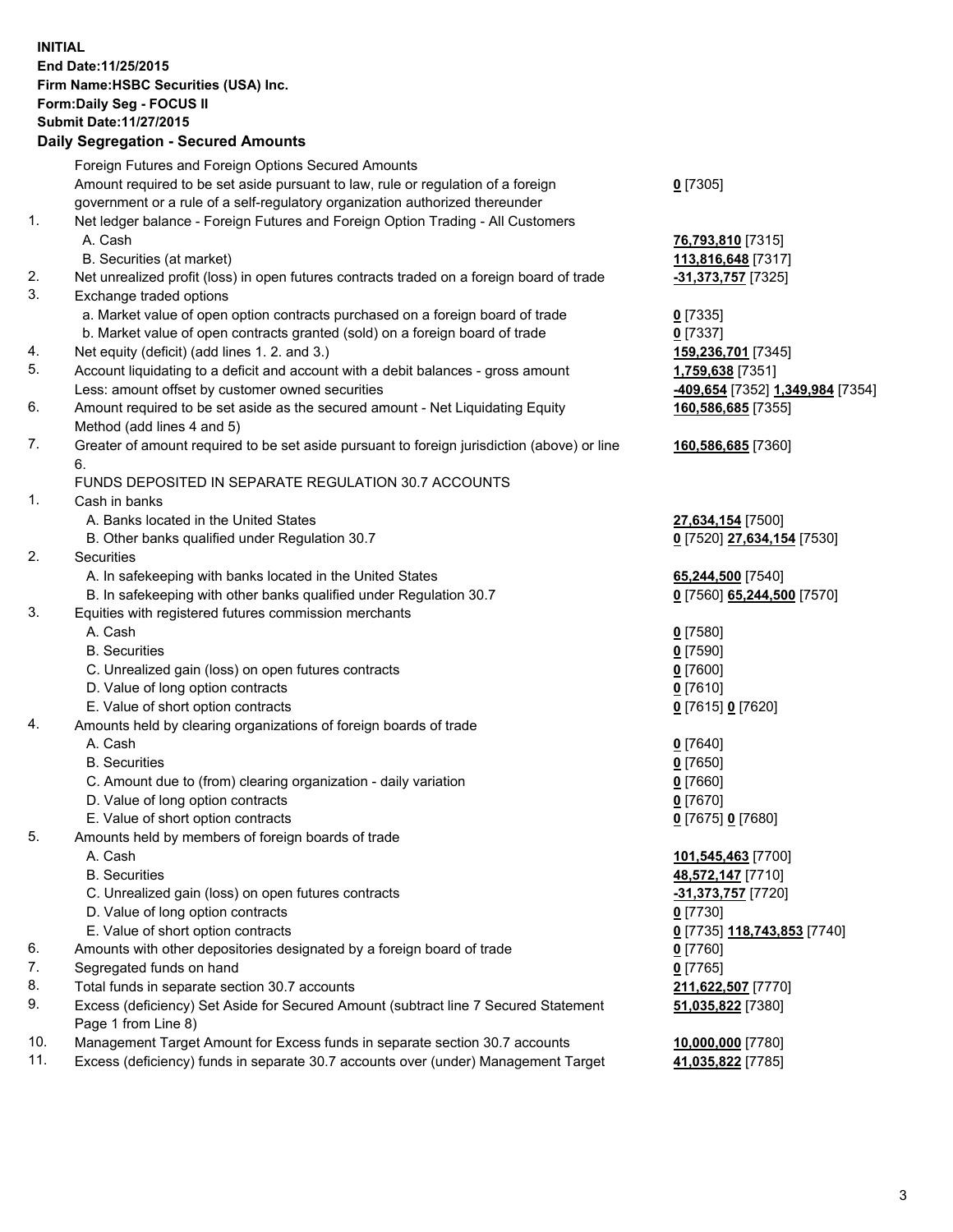**INITIAL**
**End Date:11/25/2015**
**Firm Name:HSBC Securities (USA) Inc.**
**Form:Daily Seg - FOCUS II**
**Submit Date:11/27/2015**

## Daily Segregation - Secured Amounts

| | | |
|---|---|---|
| | Foreign Futures and Foreign Options Secured Amounts | |
| | Amount required to be set aside pursuant to law, rule or regulation of a foreign government or a rule of a self-regulatory organization authorized thereunder | **0** [7305] |
| 1. | Net ledger balance - Foreign Futures and Foreign Option Trading - All Customers | |
| | A. Cash | **76,793,810** [7315] |
| | B. Securities (at market) | **113,816,648** [7317] |
| 2. | Net unrealized profit (loss) in open futures contracts traded on a foreign board of trade | **-31,373,757** [7325] |
| 3. | Exchange traded options | |
| | a. Market value of open option contracts purchased on a foreign board of trade | **0** [7335] |
| | b. Market value of open contracts granted (sold) on a foreign board of trade | **0** [7337] |
| 4. | Net equity (deficit) (add lines 1. 2. and 3.) | **159,236,701** [7345] |
| 5. | Account liquidating to a deficit and account with a debit balances - gross amount | **1,759,638** [7351] |
| | Less: amount offset by customer owned securities | **-409,654** [7352] **1,349,984** [7354] |
| 6. | Amount required to be set aside as the secured amount - Net Liquidating Equity Method (add lines 4 and 5) | **160,586,685** [7355] |
| 7. | Greater of amount required to be set aside pursuant to foreign jurisdiction (above) or line 6. | **160,586,685** [7360] |
| | FUNDS DEPOSITED IN SEPARATE REGULATION 30.7 ACCOUNTS | |
| 1. | Cash in banks | |
| | A. Banks located in the United States | **27,634,154** [7500] |
| | B. Other banks qualified under Regulation 30.7 | **0** [7520] **27,634,154** [7530] |
| 2. | Securities | |
| | A. In safekeeping with banks located in the United States | **65,244,500** [7540] |
| | B. In safekeeping with other banks qualified under Regulation 30.7 | **0** [7560] **65,244,500** [7570] |
| 3. | Equities with registered futures commission merchants | |
| | A. Cash | **0** [7580] |
| | B. Securities | **0** [7590] |
| | C. Unrealized gain (loss) on open futures contracts | **0** [7600] |
| | D. Value of long option contracts | **0** [7610] |
| | E. Value of short option contracts | **0** [7615] **0** [7620] |
| 4. | Amounts held by clearing organizations of foreign boards of trade | |
| | A. Cash | **0** [7640] |
| | B. Securities | **0** [7650] |
| | C. Amount due to (from) clearing organization - daily variation | **0** [7660] |
| | D. Value of long option contracts | **0** [7670] |
| | E. Value of short option contracts | **0** [7675] **0** [7680] |
| 5. | Amounts held by members of foreign boards of trade | |
| | A. Cash | **101,545,463** [7700] |
| | B. Securities | **48,572,147** [7710] |
| | C. Unrealized gain (loss) on open futures contracts | **-31,373,757** [7720] |
| | D. Value of long option contracts | **0** [7730] |
| | E. Value of short option contracts | **0** [7735] **118,743,853** [7740] |
| 6. | Amounts with other depositories designated by a foreign board of trade | **0** [7760] |
| 7. | Segregated funds on hand | **0** [7765] |
| 8. | Total funds in separate section 30.7 accounts | **211,622,507** [7770] |
| 9. | Excess (deficiency) Set Aside for Secured Amount (subtract line 7 Secured Statement Page 1 from Line 8) | **51,035,822** [7380] |
| 10. | Management Target Amount for Excess funds in separate section 30.7 accounts | **10,000,000** [7780] |
| 11. | Excess (deficiency) funds in separate 30.7 accounts over (under) Management Target | **41,035,822** [7785] |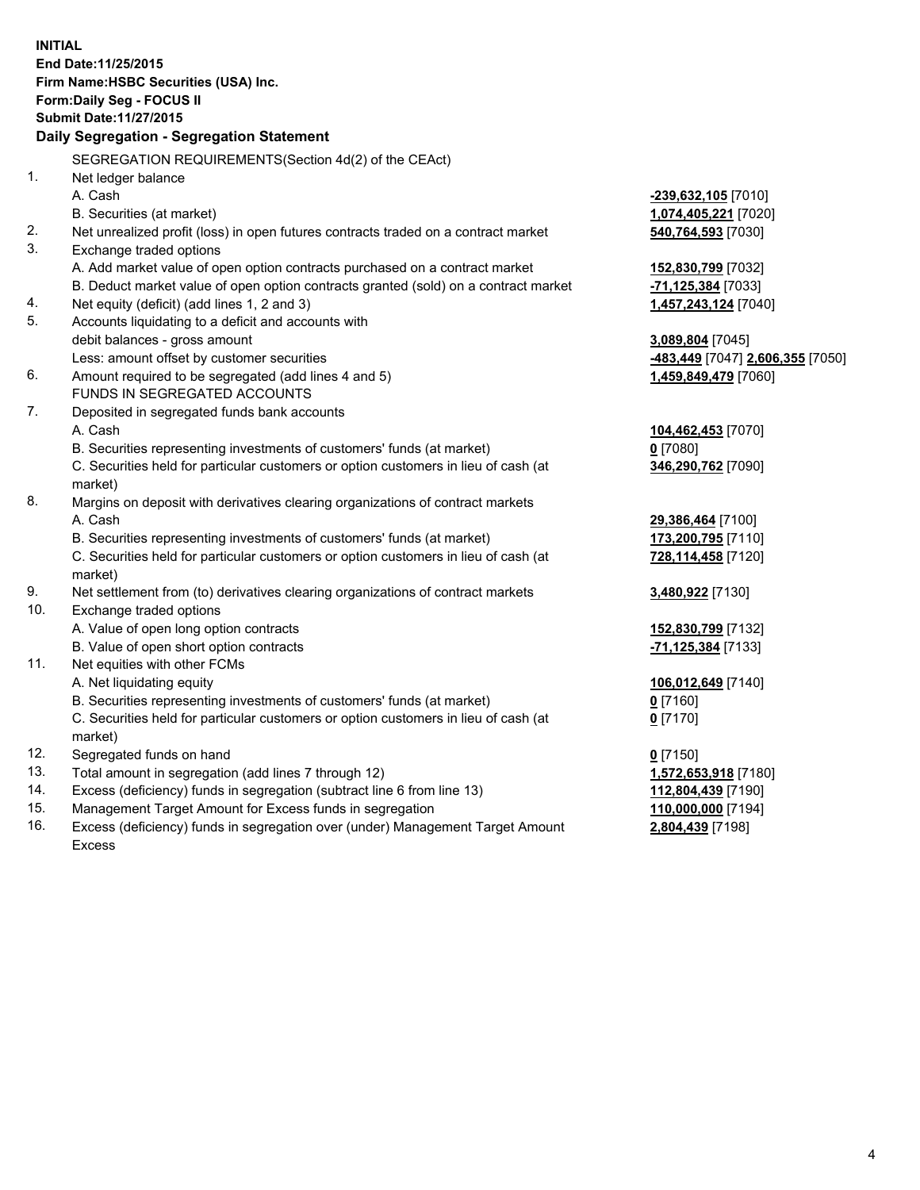**INITIAL**
**End Date:11/25/2015**
**Firm Name:HSBC Securities (USA) Inc.**
**Form:Daily Seg - FOCUS II**
**Submit Date:11/27/2015**

**Daily Segregation - Segregation Statement**

| | SEGREGATION REQUIREMENTS(Section 4d(2) of the CEAct) | |
|---|---|---|
| 1. | Net ledger balance | |
| | A. Cash | **-239,632,105** [7010] |
| | B. Securities (at market) | **1,074,405,221** [7020] |
| 2. | Net unrealized profit (loss) in open futures contracts traded on a contract market | **540,764,593** [7030] |
| 3. | Exchange traded options | |
| | A. Add market value of open option contracts purchased on a contract market | **152,830,799** [7032] |
| | B. Deduct market value of open option contracts granted (sold) on a contract market | **-71,125,384** [7033] |
| 4. | Net equity (deficit) (add lines 1, 2 and 3) | **1,457,243,124** [7040] |
| 5. | Accounts liquidating to a deficit and accounts with | |
| | debit balances - gross amount | **3,089,804** [7045] |
| | Less: amount offset by customer securities | **-483,449** [7047] **2,606,355** [7050] |
| 6. | Amount required to be segregated (add lines 4 and 5) | **1,459,849,479** [7060] |
| | FUNDS IN SEGREGATED ACCOUNTS | |
| 7. | Deposited in segregated funds bank accounts | |
| | A. Cash | **104,462,453** [7070] |
| | B. Securities representing investments of customers' funds (at market) | **0** [7080] |
| | C. Securities held for particular customers or option customers in lieu of cash (at market) | **346,290,762** [7090] |
| 8. | Margins on deposit with derivatives clearing organizations of contract markets | |
| | A. Cash | **29,386,464** [7100] |
| | B. Securities representing investments of customers' funds (at market) | **173,200,795** [7110] |
| | C. Securities held for particular customers or option customers in lieu of cash (at market) | **728,114,458** [7120] |
| 9. | Net settlement from (to) derivatives clearing organizations of contract markets | **3,480,922** [7130] |
| 10. | Exchange traded options | |
| | A. Value of open long option contracts | **152,830,799** [7132] |
| | B. Value of open short option contracts | **-71,125,384** [7133] |
| 11. | Net equities with other FCMs | |
| | A. Net liquidating equity | **106,012,649** [7140] |
| | B. Securities representing investments of customers' funds (at market) | **0** [7160] |
| | C. Securities held for particular customers or option customers in lieu of cash (at market) | **0** [7170] |
| 12. | Segregated funds on hand | **0** [7150] |
| 13. | Total amount in segregation (add lines 7 through 12) | **1,572,653,918** [7180] |
| 14. | Excess (deficiency) funds in segregation (subtract line 6 from line 13) | **112,804,439** [7190] |
| 15. | Management Target Amount for Excess funds in segregation | **110,000,000** [7194] |
| 16. | Excess (deficiency) funds in segregation over (under) Management Target Amount Excess | **2,804,439** [7198] |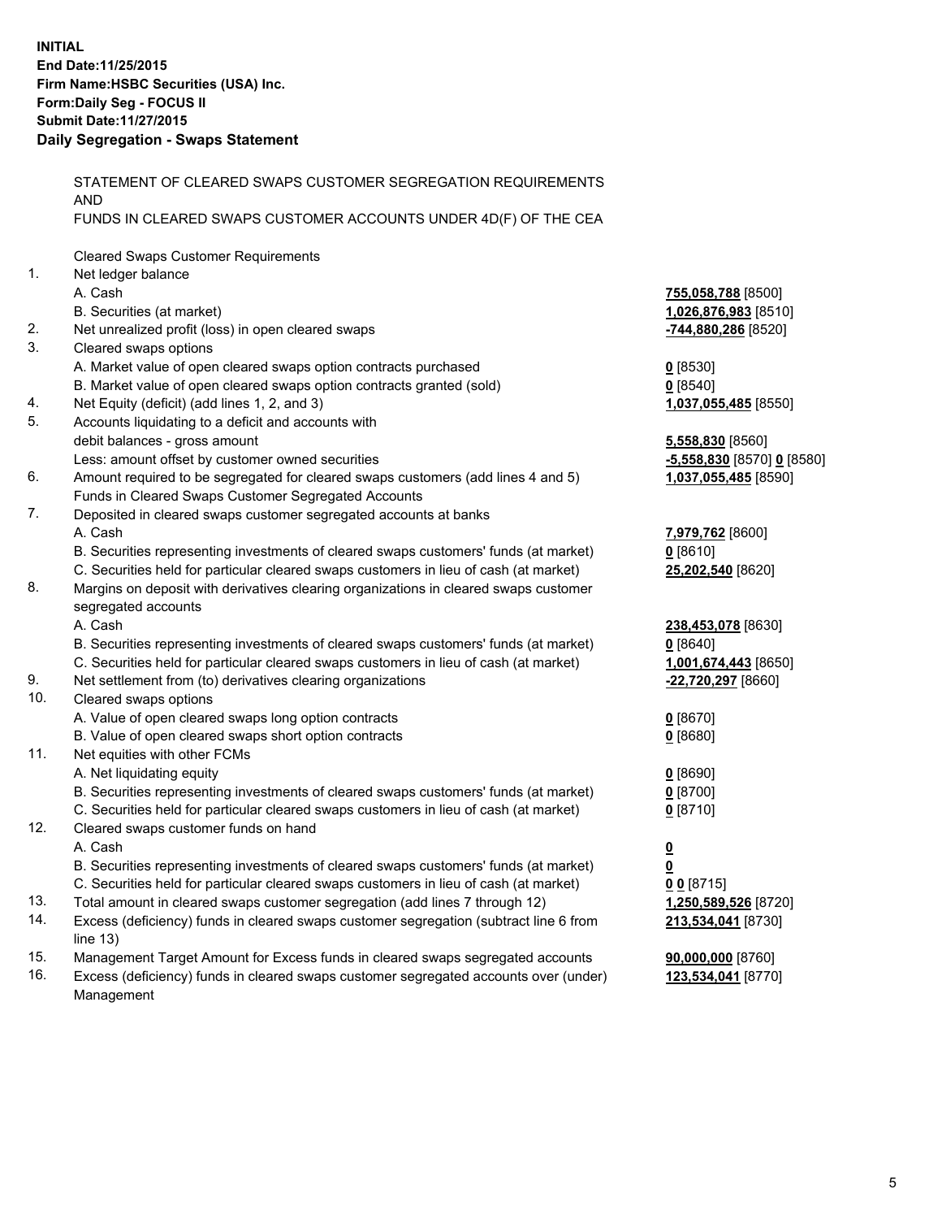**INITIAL**
**End Date:11/25/2015**
**Firm Name:HSBC Securities (USA) Inc.**
**Form:Daily Seg - FOCUS II**
**Submit Date:11/27/2015**
**Daily Segregation - Swaps Statement**

STATEMENT OF CLEARED SWAPS CUSTOMER SEGREGATION REQUIREMENTS AND FUNDS IN CLEARED SWAPS CUSTOMER ACCOUNTS UNDER 4D(F) OF THE CEA

| | | |
|---|---|---|
| | Cleared Swaps Customer Requirements | |
| 1. | Net ledger balance | |
| | A. Cash | **755,058,788** [8500] |
| | B. Securities (at market) | **1,026,876,983** [8510] |
| 2. | Net unrealized profit (loss) in open cleared swaps | **-744,880,286** [8520] |
| 3. | Cleared swaps options | |
| | A. Market value of open cleared swaps option contracts purchased | **0** [8530] |
| | B. Market value of open cleared swaps option contracts granted (sold) | **0** [8540] |
| 4. | Net Equity (deficit) (add lines 1, 2, and 3) | **1,037,055,485** [8550] |
| 5. | Accounts liquidating to a deficit and accounts with debit balances - gross amount | **5,558,830** [8560] |
| | Less: amount offset by customer owned securities | **-5,558,830** [8570] **0** [8580] |
| 6. | Amount required to be segregated for cleared swaps customers (add lines 4 and 5) | **1,037,055,485** [8590] |
| | Funds in Cleared Swaps Customer Segregated Accounts | |
| 7. | Deposited in cleared swaps customer segregated accounts at banks | |
| | A. Cash | **7,979,762** [8600] |
| | B. Securities representing investments of cleared swaps customers' funds (at market) | **0** [8610] |
| | C. Securities held for particular cleared swaps customers in lieu of cash (at market) | **25,202,540** [8620] |
| 8. | Margins on deposit with derivatives clearing organizations in cleared swaps customer segregated accounts | |
| | A. Cash | **238,453,078** [8630] |
| | B. Securities representing investments of cleared swaps customers' funds (at market) | **0** [8640] |
| | C. Securities held for particular cleared swaps customers in lieu of cash (at market) | **1,001,674,443** [8650] |
| 9. | Net settlement from (to) derivatives clearing organizations | **-22,720,297** [8660] |
| 10. | Cleared swaps options | |
| | A. Value of open cleared swaps long option contracts | **0** [8670] |
| | B. Value of open cleared swaps short option contracts | **0** [8680] |
| 11. | Net equities with other FCMs | |
| | A. Net liquidating equity | **0** [8690] |
| | B. Securities representing investments of cleared swaps customers' funds (at market) | **0** [8700] |
| | C. Securities held for particular cleared swaps customers in lieu of cash (at market) | **0** [8710] |
| 12. | Cleared swaps customer funds on hand | |
| | A. Cash | **0** |
| | B. Securities representing investments of cleared swaps customers' funds (at market) | **0** |
| | C. Securities held for particular cleared swaps customers in lieu of cash (at market) | **0** **0** [8715] |
| 13. | Total amount in cleared swaps customer segregation (add lines 7 through 12) | **1,250,589,526** [8720] |
| 14. | Excess (deficiency) funds in cleared swaps customer segregation (subtract line 6 from line 13) | **213,534,041** [8730] |
| 15. | Management Target Amount for Excess funds in cleared swaps segregated accounts | **90,000,000** [8760] |
| 16. | Excess (deficiency) funds in cleared swaps customer segregated accounts over (under) Management | **123,534,041** [8770] |